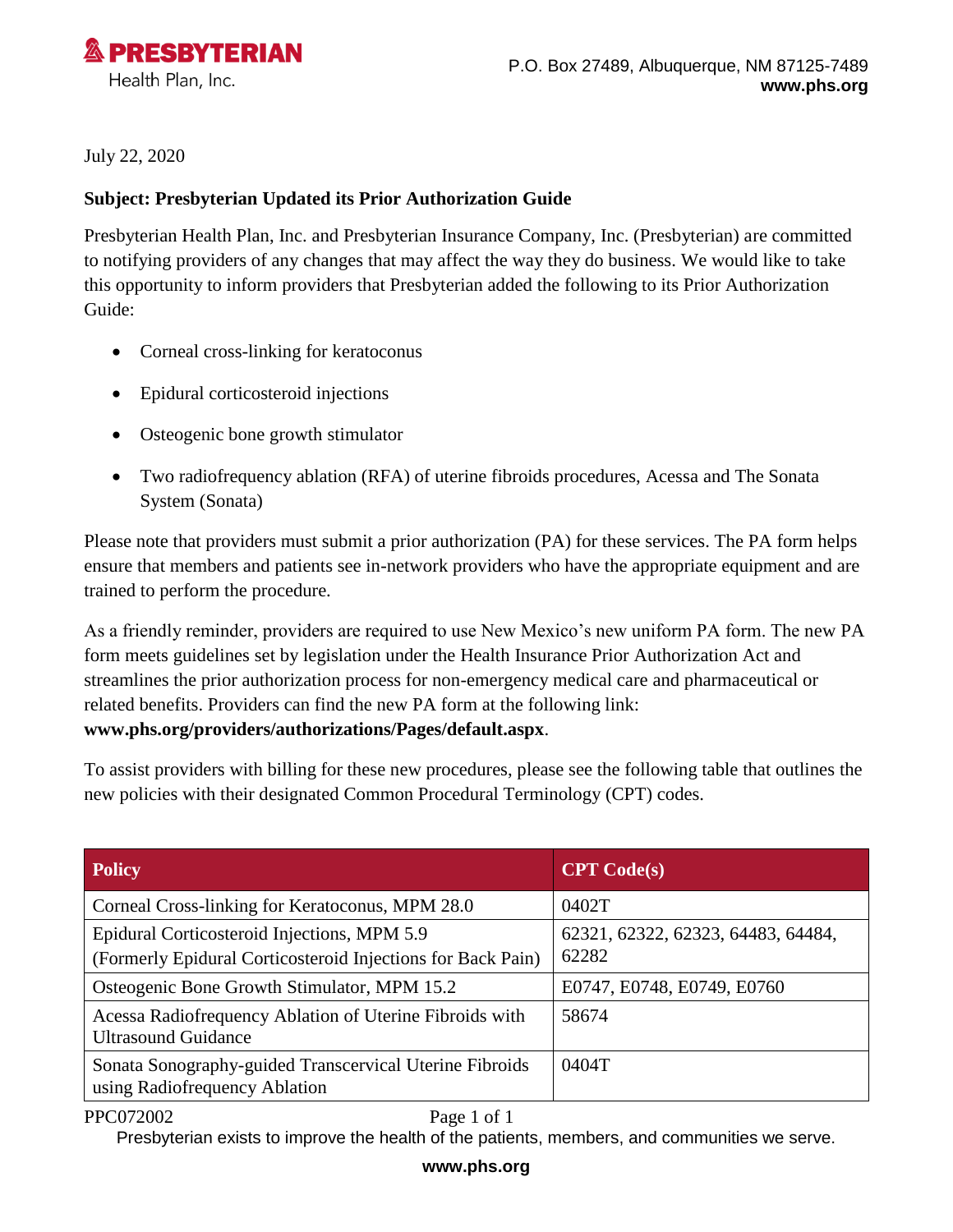**PRESBYTERIAN**
Health Plan, Inc.

P.O. Box 27489, Albuquerque, NM 87125-7489
**www.phs.org**

July 22, 2020

**Subject: Presbyterian Updated its Prior Authorization Guide**

Presbyterian Health Plan, Inc. and Presbyterian Insurance Company, Inc. (Presbyterian) are committed to notifying providers of any changes that may affect the way they do business. We would like to take this opportunity to inform providers that Presbyterian added the following to its Prior Authorization Guide:

- Corneal cross-linking for keratoconus
- Epidural corticosteroid injections
- Osteogenic bone growth stimulator
- Two radiofrequency ablation (RFA) of uterine fibroids procedures, Acessa and The Sonata System (Sonata)

Please note that providers must submit a prior authorization (PA) for these services. The PA form helps ensure that members and patients see in-network providers who have the appropriate equipment and are trained to perform the procedure.

As a friendly reminder, providers are required to use New Mexico's new uniform PA form. The new PA form meets guidelines set by legislation under the Health Insurance Prior Authorization Act and streamlines the prior authorization process for non-emergency medical care and pharmaceutical or related benefits. Providers can find the new PA form at the following link: **www.phs.org/providers/authorizations/Pages/default.aspx**.

To assist providers with billing for these new procedures, please see the following table that outlines the new policies with their designated Common Procedural Terminology (CPT) codes.

| Policy | CPT Code(s) |
|---|---|
| Corneal Cross-linking for Keratoconus, MPM 28.0 | 0402T |
| Epidural Corticosteroid Injections, MPM 5.9 (Formerly Epidural Corticosteroid Injections for Back Pain) | 62321, 62322, 62323, 64483, 64484, 62282 |
| Osteogenic Bone Growth Stimulator, MPM 15.2 | E0747, E0748, E0749, E0760 |
| Acessa Radiofrequency Ablation of Uterine Fibroids with Ultrasound Guidance | 58674 |
| Sonata Sonography-guided Transcervical Uterine Fibroids using Radiofrequency Ablation | 0404T |

PPC072002

Presbyterian exists to improve the health of the patients, members, and communities we serve.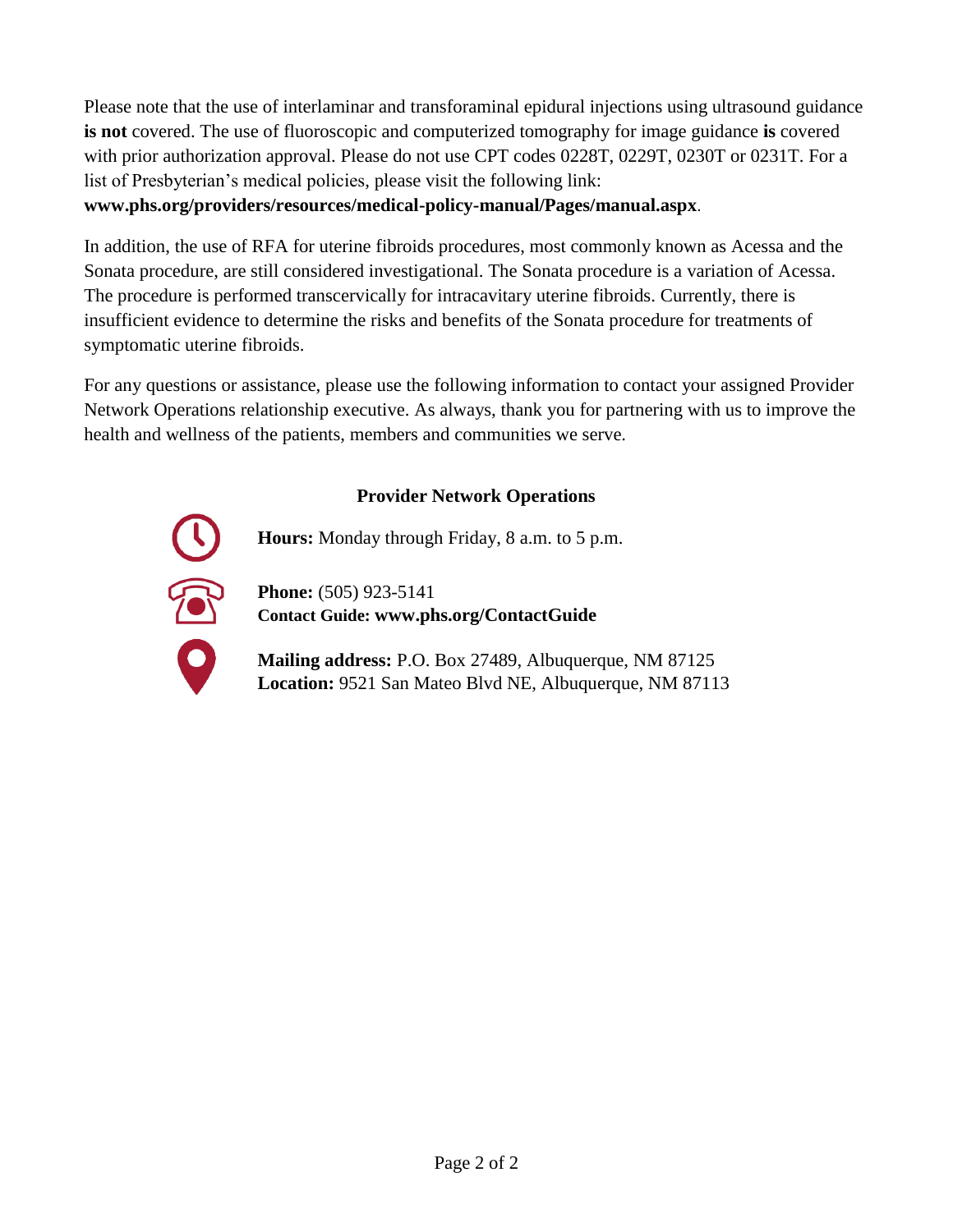Please note that the use of interlaminar and transforaminal epidural injections using ultrasound guidance **is not** covered. The use of fluoroscopic and computerized tomography for image guidance **is** covered with prior authorization approval. Please do not use CPT codes 0228T, 0229T, 0230T or 0231T. For a list of Presbyterian's medical policies, please visit the following link: **www.phs.org/providers/resources/medical-policy-manual/Pages/manual.aspx**.

In addition, the use of RFA for uterine fibroids procedures, most commonly known as Acessa and the Sonata procedure, are still considered investigational. The Sonata procedure is a variation of Acessa. The procedure is performed transcervically for intracavitary uterine fibroids. Currently, there is insufficient evidence to determine the risks and benefits of the Sonata procedure for treatments of symptomatic uterine fibroids.

For any questions or assistance, please use the following information to contact your assigned Provider Network Operations relationship executive. As always, thank you for partnering with us to improve the health and wellness of the patients, members and communities we serve.

**Provider Network Operations**

**Hours:** Monday through Friday, 8 a.m. to 5 p.m.

**Phone:** (505) 923-5141
**Contact Guide: www.phs.org/ContactGuide**

**Mailing address:** P.O. Box 27489, Albuquerque, NM 87125
**Location:** 9521 San Mateo Blvd NE, Albuquerque, NM 87113